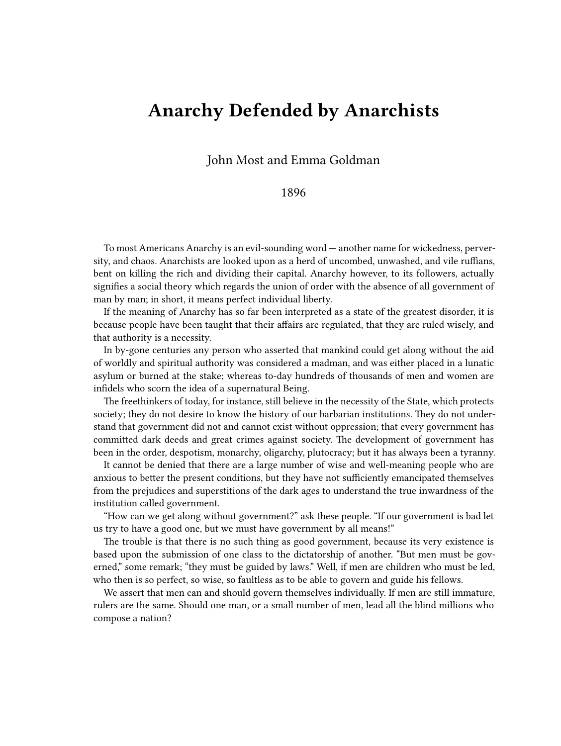# Anarchy Defended by Anarchists

John Most and Emma Goldman

1896

To most Americans Anarchy is an evil-sounding word — another name for wickedness, perversity, and chaos. Anarchists are looked upon as a herd of uncombed, unwashed, and vile ruffians, bent on killing the rich and dividing their capital. Anarchy however, to its followers, actually signifies a social theory which regards the union of order with the absence of all government of man by man; in short, it means perfect individual liberty.

If the meaning of Anarchy has so far been interpreted as a state of the greatest disorder, it is because people have been taught that their affairs are regulated, that they are ruled wisely, and that authority is a necessity.

In by-gone centuries any person who asserted that mankind could get along without the aid of worldly and spiritual authority was considered a madman, and was either placed in a lunatic asylum or burned at the stake; whereas to-day hundreds of thousands of men and women are infidels who scorn the idea of a supernatural Being.

The freethinkers of today, for instance, still believe in the necessity of the State, which protects society; they do not desire to know the history of our barbarian institutions. They do not understand that government did not and cannot exist without oppression; that every government has committed dark deeds and great crimes against society. The development of government has been in the order, despotism, monarchy, oligarchy, plutocracy; but it has always been a tyranny.

It cannot be denied that there are a large number of wise and well-meaning people who are anxious to better the present conditions, but they have not sufficiently emancipated themselves from the prejudices and superstitions of the dark ages to understand the true inwardness of the institution called government.

"How can we get along without government?" ask these people. "If our government is bad let us try to have a good one, but we must have government by all means!"

The trouble is that there is no such thing as good government, because its very existence is based upon the submission of one class to the dictatorship of another. "But men must be governed," some remark; "they must be guided by laws." Well, if men are children who must be led, who then is so perfect, so wise, so faultless as to be able to govern and guide his fellows.

We assert that men can and should govern themselves individually. If men are still immature, rulers are the same. Should one man, or a small number of men, lead all the blind millions who compose a nation?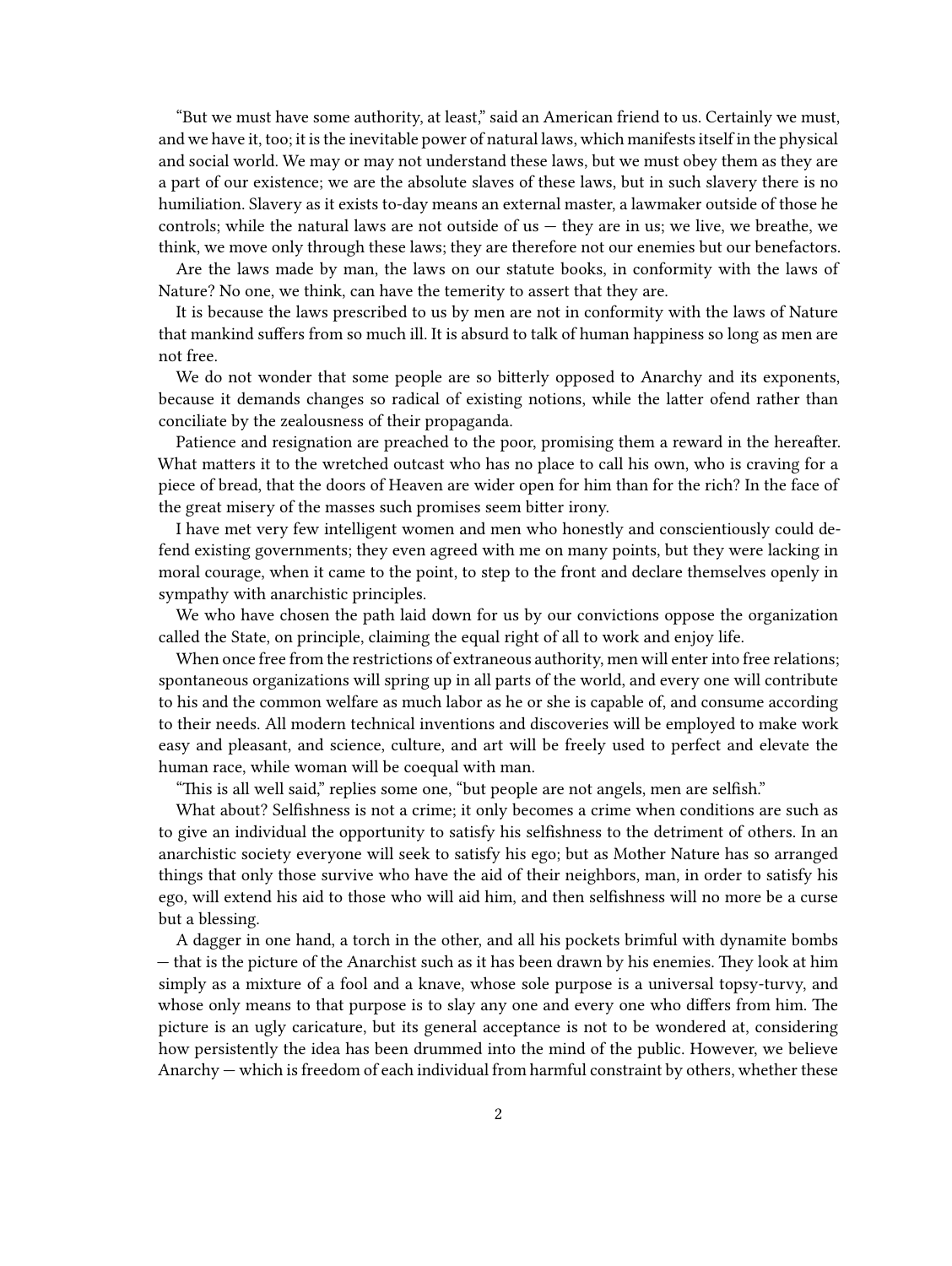"But we must have some authority, at least," said an American friend to us. Certainly we must, and we have it, too; it is the inevitable power of natural laws, which manifests itself in the physical and social world. We may or may not understand these laws, but we must obey them as they are a part of our existence; we are the absolute slaves of these laws, but in such slavery there is no humiliation. Slavery as it exists to-day means an external master, a lawmaker outside of those he controls; while the natural laws are not outside of us — they are in us; we live, we breathe, we think, we move only through these laws; they are therefore not our enemies but our benefactors.

Are the laws made by man, the laws on our statute books, in conformity with the laws of Nature? No one, we think, can have the temerity to assert that they are.

It is because the laws prescribed to us by men are not in conformity with the laws of Nature that mankind suffers from so much ill. It is absurd to talk of human happiness so long as men are not free.

We do not wonder that some people are so bitterly opposed to Anarchy and its exponents, because it demands changes so radical of existing notions, while the latter ofend rather than conciliate by the zealousness of their propaganda.

Patience and resignation are preached to the poor, promising them a reward in the hereafter. What matters it to the wretched outcast who has no place to call his own, who is craving for a piece of bread, that the doors of Heaven are wider open for him than for the rich? In the face of the great misery of the masses such promises seem bitter irony.

I have met very few intelligent women and men who honestly and conscientiously could defend existing governments; they even agreed with me on many points, but they were lacking in moral courage, when it came to the point, to step to the front and declare themselves openly in sympathy with anarchistic principles.

We who have chosen the path laid down for us by our convictions oppose the organization called the State, on principle, claiming the equal right of all to work and enjoy life.

When once free from the restrictions of extraneous authority, men will enter into free relations; spontaneous organizations will spring up in all parts of the world, and every one will contribute to his and the common welfare as much labor as he or she is capable of, and consume according to their needs. All modern technical inventions and discoveries will be employed to make work easy and pleasant, and science, culture, and art will be freely used to perfect and elevate the human race, while woman will be coequal with man.

"This is all well said," replies some one, "but people are not angels, men are selfish."

What about? Selfishness is not a crime; it only becomes a crime when conditions are such as to give an individual the opportunity to satisfy his selfishness to the detriment of others. In an anarchistic society everyone will seek to satisfy his ego; but as Mother Nature has so arranged things that only those survive who have the aid of their neighbors, man, in order to satisfy his ego, will extend his aid to those who will aid him, and then selfishness will no more be a curse but a blessing.

A dagger in one hand, a torch in the other, and all his pockets brimful with dynamite bombs — that is the picture of the Anarchist such as it has been drawn by his enemies. They look at him simply as a mixture of a fool and a knave, whose sole purpose is a universal topsy-turvy, and whose only means to that purpose is to slay any one and every one who differs from him. The picture is an ugly caricature, but its general acceptance is not to be wondered at, considering how persistently the idea has been drummed into the mind of the public. However, we believe Anarchy — which is freedom of each individual from harmful constraint by others, whether these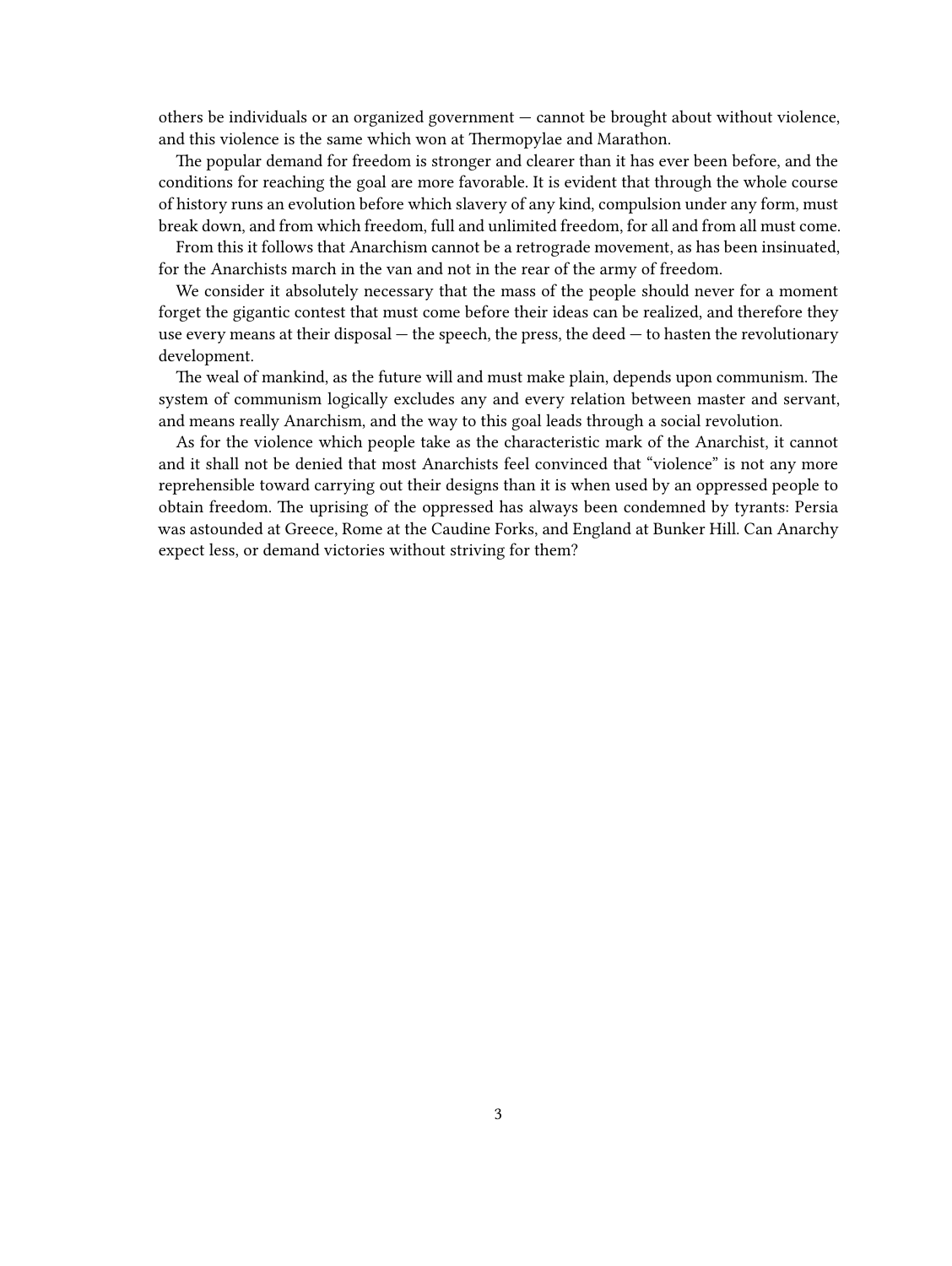others be individuals or an organized government — cannot be brought about without violence, and this violence is the same which won at Thermopylae and Marathon.

The popular demand for freedom is stronger and clearer than it has ever been before, and the conditions for reaching the goal are more favorable. It is evident that through the whole course of history runs an evolution before which slavery of any kind, compulsion under any form, must break down, and from which freedom, full and unlimited freedom, for all and from all must come.

From this it follows that Anarchism cannot be a retrograde movement, as has been insinuated, for the Anarchists march in the van and not in the rear of the army of freedom.

We consider it absolutely necessary that the mass of the people should never for a moment forget the gigantic contest that must come before their ideas can be realized, and therefore they use every means at their disposal — the speech, the press, the deed — to hasten the revolutionary development.

The weal of mankind, as the future will and must make plain, depends upon communism. The system of communism logically excludes any and every relation between master and servant, and means really Anarchism, and the way to this goal leads through a social revolution.

As for the violence which people take as the characteristic mark of the Anarchist, it cannot and it shall not be denied that most Anarchists feel convinced that "violence" is not any more reprehensible toward carrying out their designs than it is when used by an oppressed people to obtain freedom. The uprising of the oppressed has always been condemned by tyrants: Persia was astounded at Greece, Rome at the Caudine Forks, and England at Bunker Hill. Can Anarchy expect less, or demand victories without striving for them?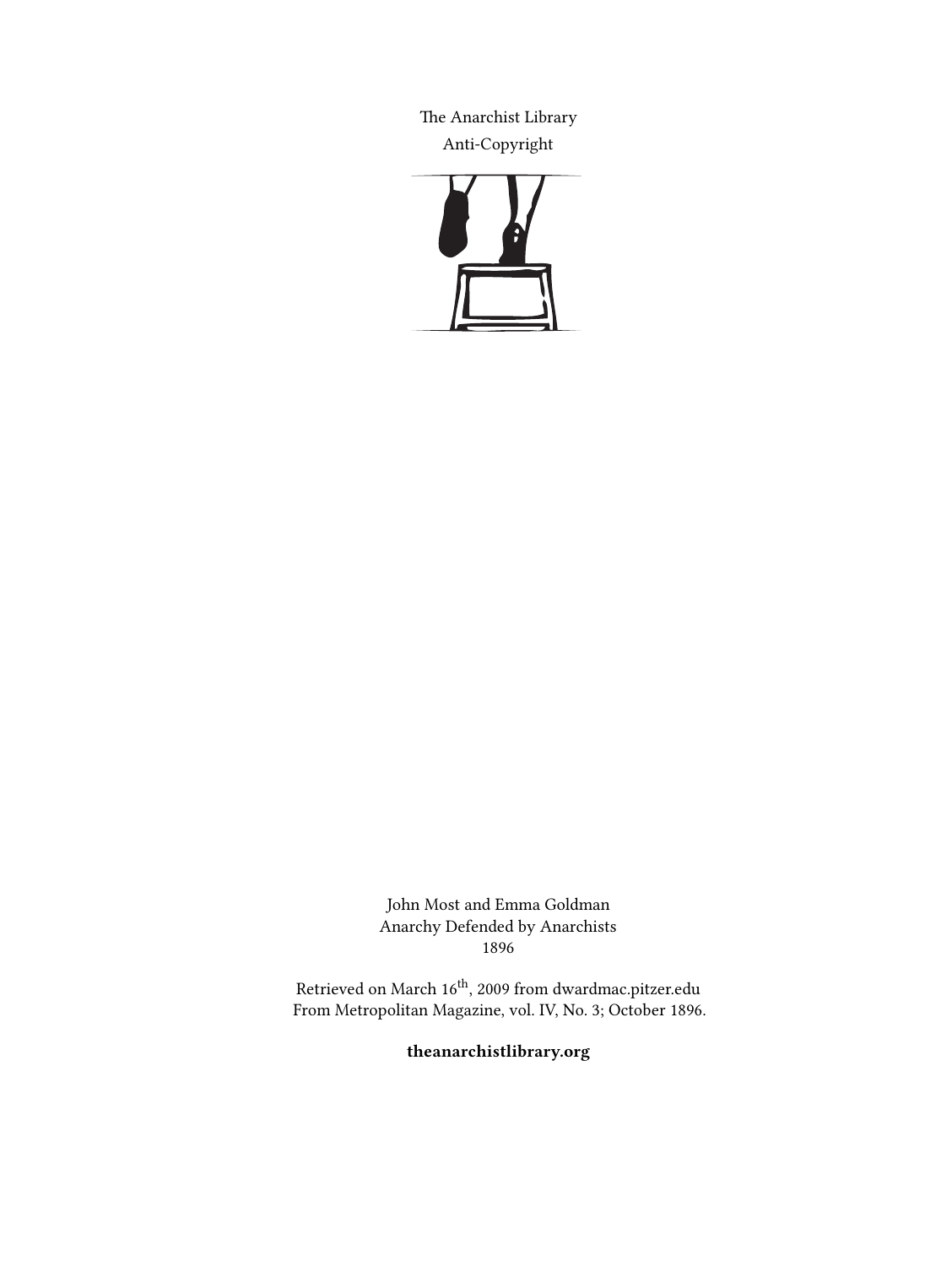The Anarchist Library
Anti-Copyright

John Most and Emma Goldman
Anarchy Defended by Anarchists
1896

Retrieved on March 16th, 2009 from dwardmac.pitzer.edu
From Metropolitan Magazine, vol. IV, No. 3; October 1896.

**theanarchistlibrary.org**